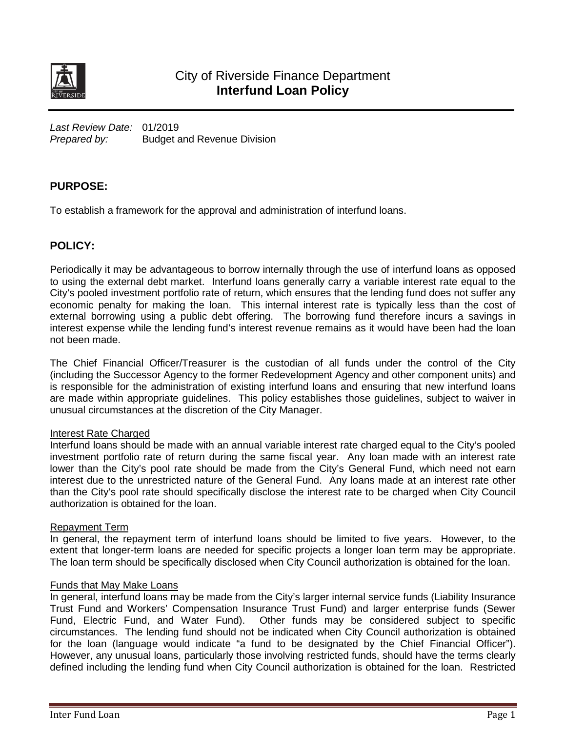# City of Riverside Finance Department
# **Interfund Loan Policy**

*Last Review Date:* 01/2019
*Prepared by:* Budget and Revenue Division

## **PURPOSE:**

To establish a framework for the approval and administration of interfund loans.

## **POLICY:**

Periodically it may be advantageous to borrow internally through the use of interfund loans as opposed to using the external debt market. Interfund loans generally carry a variable interest rate equal to the City's pooled investment portfolio rate of return, which ensures that the lending fund does not suffer any economic penalty for making the loan. This internal interest rate is typically less than the cost of external borrowing using a public debt offering. The borrowing fund therefore incurs a savings in interest expense while the lending fund's interest revenue remains as it would have been had the loan not been made.

The Chief Financial Officer/Treasurer is the custodian of all funds under the control of the City (including the Successor Agency to the former Redevelopment Agency and other component units) and is responsible for the administration of existing interfund loans and ensuring that new interfund loans are made within appropriate guidelines. This policy establishes those guidelines, subject to waiver in unusual circumstances at the discretion of the City Manager.

<u>Interest Rate Charged</u>

Interfund loans should be made with an annual variable interest rate charged equal to the City's pooled investment portfolio rate of return during the same fiscal year. Any loan made with an interest rate lower than the City's pool rate should be made from the City's General Fund, which need not earn interest due to the unrestricted nature of the General Fund. Any loans made at an interest rate other than the City's pool rate should specifically disclose the interest rate to be charged when City Council authorization is obtained for the loan.

<u>Repayment Term</u>

In general, the repayment term of interfund loans should be limited to five years. However, to the extent that longer-term loans are needed for specific projects a longer loan term may be appropriate. The loan term should be specifically disclosed when City Council authorization is obtained for the loan.

<u>Funds that May Make Loans</u>

In general, interfund loans may be made from the City's larger internal service funds (Liability Insurance Trust Fund and Workers' Compensation Insurance Trust Fund) and larger enterprise funds (Sewer Fund, Electric Fund, and Water Fund). Other funds may be considered subject to specific circumstances. The lending fund should not be indicated when City Council authorization is obtained for the loan (language would indicate "a fund to be designated by the Chief Financial Officer"). However, any unusual loans, particularly those involving restricted funds, should have the terms clearly defined including the lending fund when City Council authorization is obtained for the loan. Restricted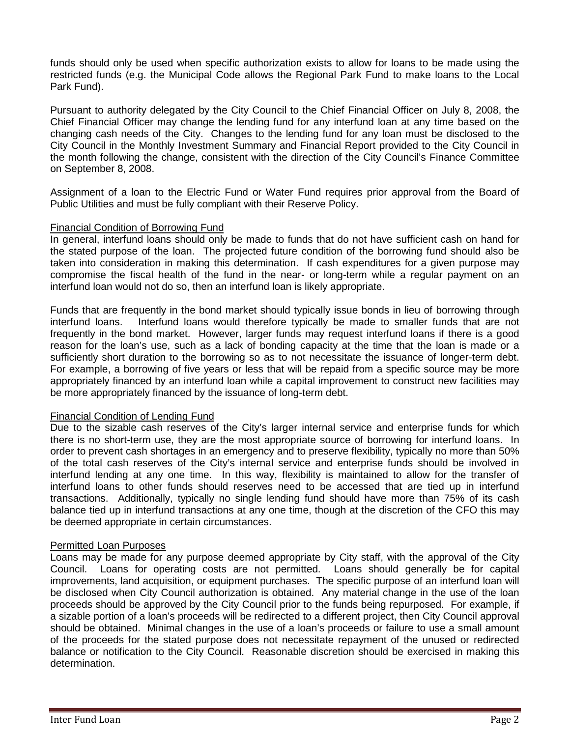funds should only be used when specific authorization exists to allow for loans to be made using the restricted funds (e.g. the Municipal Code allows the Regional Park Fund to make loans to the Local Park Fund).

Pursuant to authority delegated by the City Council to the Chief Financial Officer on July 8, 2008, the Chief Financial Officer may change the lending fund for any interfund loan at any time based on the changing cash needs of the City. Changes to the lending fund for any loan must be disclosed to the City Council in the Monthly Investment Summary and Financial Report provided to the City Council in the month following the change, consistent with the direction of the City Council's Finance Committee on September 8, 2008.

Assignment of a loan to the Electric Fund or Water Fund requires prior approval from the Board of Public Utilities and must be fully compliant with their Reserve Policy.

### Financial Condition of Borrowing Fund

In general, interfund loans should only be made to funds that do not have sufficient cash on hand for the stated purpose of the loan. The projected future condition of the borrowing fund should also be taken into consideration in making this determination. If cash expenditures for a given purpose may compromise the fiscal health of the fund in the near- or long-term while a regular payment on an interfund loan would not do so, then an interfund loan is likely appropriate.

Funds that are frequently in the bond market should typically issue bonds in lieu of borrowing through interfund loans. Interfund loans would therefore typically be made to smaller funds that are not frequently in the bond market. However, larger funds may request interfund loans if there is a good reason for the loan's use, such as a lack of bonding capacity at the time that the loan is made or a sufficiently short duration to the borrowing so as to not necessitate the issuance of longer-term debt. For example, a borrowing of five years or less that will be repaid from a specific source may be more appropriately financed by an interfund loan while a capital improvement to construct new facilities may be more appropriately financed by the issuance of long-term debt.

### Financial Condition of Lending Fund

Due to the sizable cash reserves of the City's larger internal service and enterprise funds for which there is no short-term use, they are the most appropriate source of borrowing for interfund loans. In order to prevent cash shortages in an emergency and to preserve flexibility, typically no more than 50% of the total cash reserves of the City's internal service and enterprise funds should be involved in interfund lending at any one time. In this way, flexibility is maintained to allow for the transfer of interfund loans to other funds should reserves need to be accessed that are tied up in interfund transactions. Additionally, typically no single lending fund should have more than 75% of its cash balance tied up in interfund transactions at any one time, though at the discretion of the CFO this may be deemed appropriate in certain circumstances.

### Permitted Loan Purposes

Loans may be made for any purpose deemed appropriate by City staff, with the approval of the City Council. Loans for operating costs are not permitted. Loans should generally be for capital improvements, land acquisition, or equipment purchases. The specific purpose of an interfund loan will be disclosed when City Council authorization is obtained. Any material change in the use of the loan proceeds should be approved by the City Council prior to the funds being repurposed. For example, if a sizable portion of a loan's proceeds will be redirected to a different project, then City Council approval should be obtained. Minimal changes in the use of a loan's proceeds or failure to use a small amount of the proceeds for the stated purpose does not necessitate repayment of the unused or redirected balance or notification to the City Council. Reasonable discretion should be exercised in making this determination.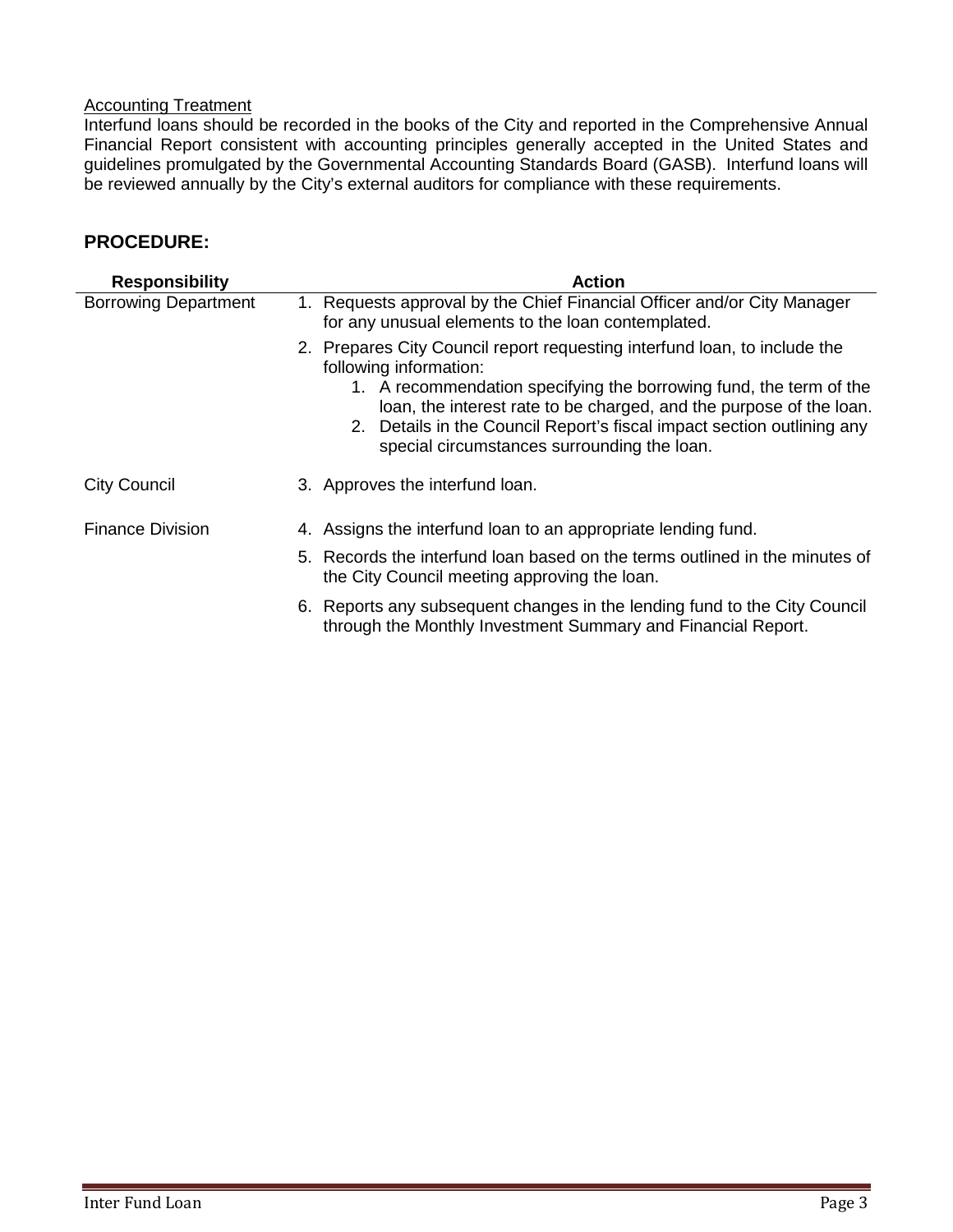Accounting Treatment

Interfund loans should be recorded in the books of the City and reported in the Comprehensive Annual Financial Report consistent with accounting principles generally accepted in the United States and guidelines promulgated by the Governmental Accounting Standards Board (GASB). Interfund loans will be reviewed annually by the City's external auditors for compliance with these requirements.

## PROCEDURE:

| Responsibility | Action |
|---|---|
| Borrowing Department | 1. Requests approval by the Chief Financial Officer and/or City Manager for any unusual elements to the loan contemplated. |
| | 2. Prepares City Council report requesting interfund loan, to include the following information:<br>1. A recommendation specifying the borrowing fund, the term of the loan, the interest rate to be charged, and the purpose of the loan.<br>2. Details in the Council Report's fiscal impact section outlining any special circumstances surrounding the loan. |
| City Council | 3. Approves the interfund loan. |
| Finance Division | 4. Assigns the interfund loan to an appropriate lending fund. |
| | 5. Records the interfund loan based on the terms outlined in the minutes of the City Council meeting approving the loan. |
| | 6. Reports any subsequent changes in the lending fund to the City Council through the Monthly Investment Summary and Financial Report. |